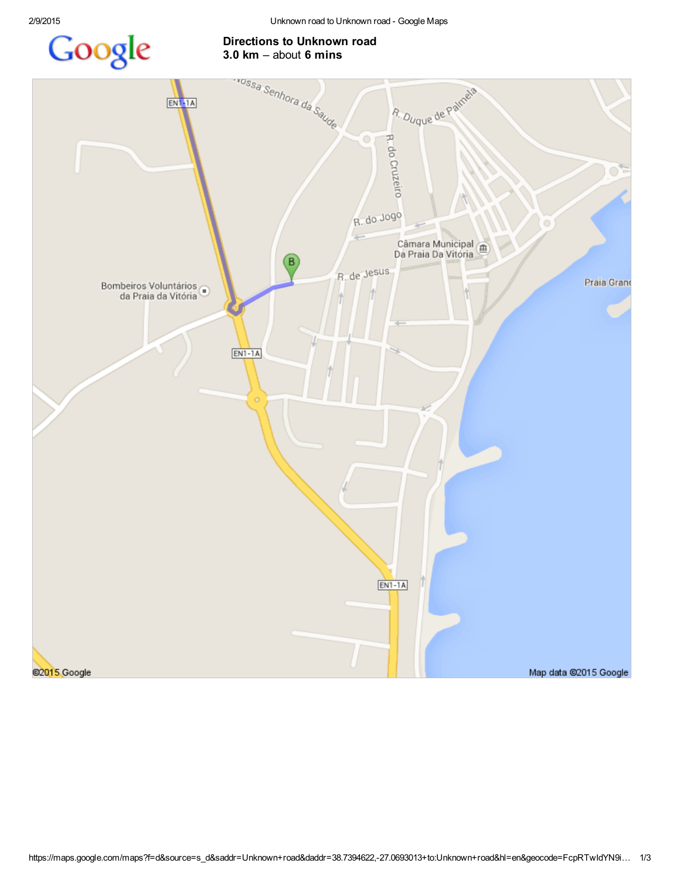# Directions to Unknown road

**3.0 km** – about **6 mins**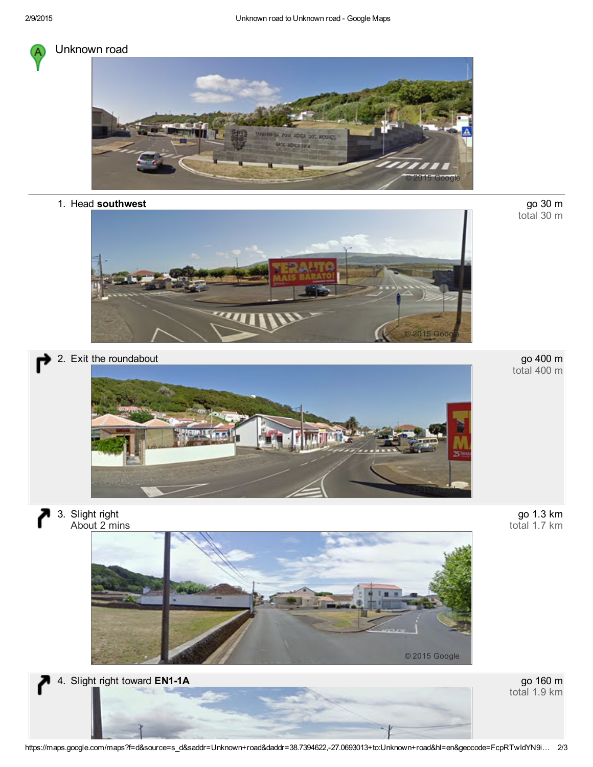Unknown road

1. Head **southwest** — go 30 m, total 30 m

2. Exit the roundabout — go 400 m, total 400 m

3. Slight right — About 2 mins — go 1.3 km, total 1.7 km

4. Slight right toward **EN1-1A** — go 160 m, total 1.9 km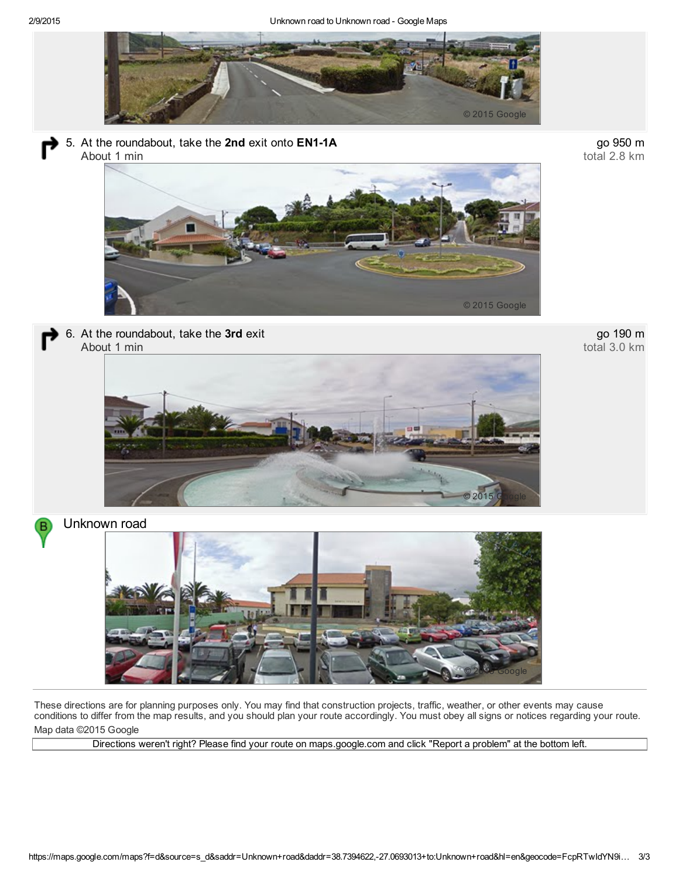5. At the roundabout, take the **2nd** exit onto **EN1-1A**
   About 1 min

   go 950 m
   total 2.8 km

6. At the roundabout, take the **3rd** exit
   About 1 min

   go 190 m
   total 3.0 km

B Unknown road

These directions are for planning purposes only. You may find that construction projects, traffic, weather, or other events may cause conditions to differ from the map results, and you should plan your route accordingly. You must obey all signs or notices regarding your route.

Map data ©2015 Google

Directions weren't right? Please find your route on maps.google.com and click "Report a problem" at the bottom left.